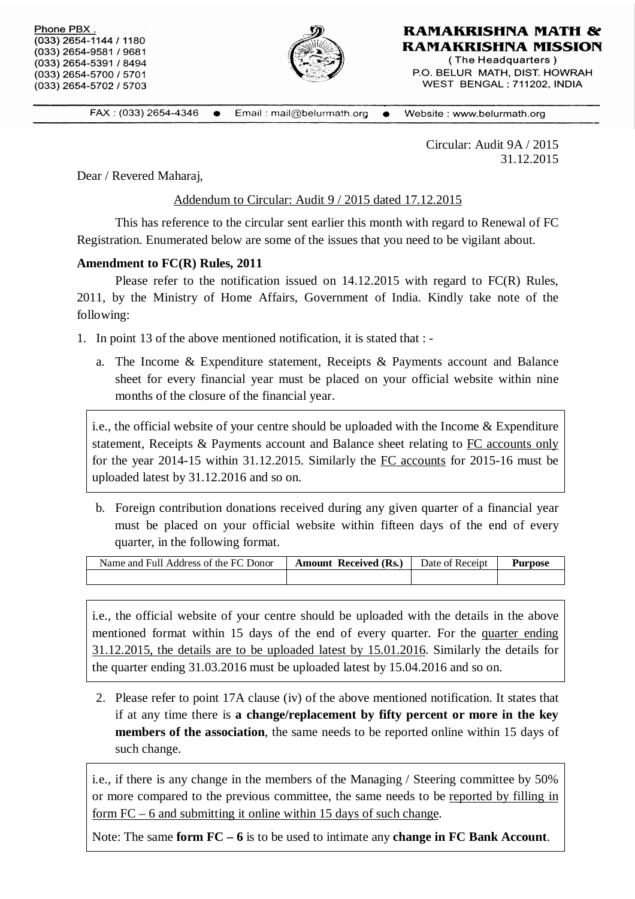Phone PBX.
(033) 2654-1144 / 1180
(033) 2654-9581 / 9681
(033) 2654-5391 / 8494
(033) 2654-5700 / 5701
(033) 2654-5702 / 5703

**RAMAKRISHNA MATH & RAMAKRISHNA MISSION**
(The Headquarters)
P.O. BELUR MATH, DIST. HOWRAH
WEST BENGAL : 711202, INDIA

FAX : (033) 2654-4346 • Email : mail@belurmath.org • Website : www.belurmath.org

Circular: Audit 9A / 2015
31.12.2015

Dear / Revered Maharaj,

Addendum to Circular: Audit 9 / 2015 dated 17.12.2015

This has reference to the circular sent earlier this month with regard to Renewal of FC Registration. Enumerated below are some of the issues that you need to be vigilant about.

**Amendment to FC(R) Rules, 2011**

Please refer to the notification issued on 14.12.2015 with regard to FC(R) Rules, 2011, by the Ministry of Home Affairs, Government of India. Kindly take note of the following:

1. In point 13 of the above mentioned notification, it is stated that : -

   a. The Income & Expenditure statement, Receipts & Payments account and Balance sheet for every financial year must be placed on your official website within nine months of the closure of the financial year.

   > i.e., the official website of your centre should be uploaded with the Income & Expenditure statement, Receipts & Payments account and Balance sheet relating to FC accounts only for the year 2014-15 within 31.12.2015. Similarly the FC accounts for 2015-16 must be uploaded latest by 31.12.2016 and so on.

   b. Foreign contribution donations received during any given quarter of a financial year must be placed on your official website within fifteen days of the end of every quarter, in the following format.

| Name and Full Address of the FC Donor | **Amount Received (Rs.)** | Date of Receipt | **Purpose** |
|---|---|---|---|
| | | | |

> i.e., the official website of your centre should be uploaded with the details in the above mentioned format within 15 days of the end of every quarter. For the quarter ending 31.12.2015, the details are to be uploaded latest by 15.01.2016. Similarly the details for the quarter ending 31.03.2016 must be uploaded latest by 15.04.2016 and so on.

2. Please refer to point 17A clause (iv) of the above mentioned notification. It states that if at any time there is **a change/replacement by fifty percent or more in the key members of the association**, the same needs to be reported online within 15 days of such change.

> i.e., if there is any change in the members of the Managing / Steering committee by 50% or more compared to the previous committee, the same needs to be reported by filling in form FC – 6 and submitting it online within 15 days of such change.
>
> Note: The same **form FC – 6** is to be used to intimate any **change in FC Bank Account**.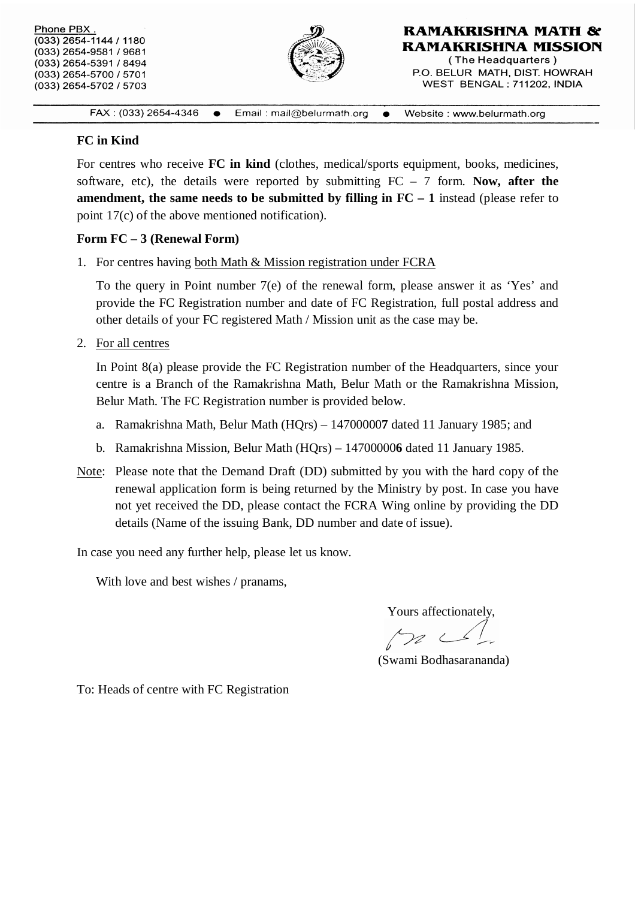Phone PBX .
(033) 2654-1144 / 1180
(033) 2654-9581 / 9681
(033) 2654-5391 / 8494
(033) 2654-5700 / 5701
(033) 2654-5702 / 5703

**RAMAKRISHNA MATH & RAMAKRISHNA MISSION**
( The Headquarters )
P.O. BELUR MATH, DIST. HOWRAH
WEST BENGAL : 711202, INDIA

FAX : (033) 2654-4346 • Email : mail@belurmath.org • Website : www.belurmath.org

**FC in Kind**

For centres who receive **FC in kind** (clothes, medical/sports equipment, books, medicines, software, etc), the details were reported by submitting FC – 7 form. **Now, after the amendment, the same needs to be submitted by filling in FC – 1** instead (please refer to point 17(c) of the above mentioned notification).

**Form FC – 3 (Renewal Form)**

1. For centres having both Math & Mission registration under FCRA

   To the query in Point number 7(e) of the renewal form, please answer it as 'Yes' and provide the FC Registration number and date of FC Registration, full postal address and other details of your FC registered Math / Mission unit as the case may be.

2. For all centres

   In Point 8(a) please provide the FC Registration number of the Headquarters, since your centre is a Branch of the Ramakrishna Math, Belur Math or the Ramakrishna Mission, Belur Math. The FC Registration number is provided below.

   a. Ramakrishna Math, Belur Math (HQrs) – 14700000**7** dated 11 January 1985; and

   b. Ramakrishna Mission, Belur Math (HQrs) – 14700000**6** dated 11 January 1985.

Note: Please note that the Demand Draft (DD) submitted by you with the hard copy of the renewal application form is being returned by the Ministry by post. In case you have not yet received the DD, please contact the FCRA Wing online by providing the DD details (Name of the issuing Bank, DD number and date of issue).

In case you need any further help, please let us know.

With love and best wishes / pranams,

Yours affectionately,

(Swami Bodhasarananda)

To: Heads of centre with FC Registration